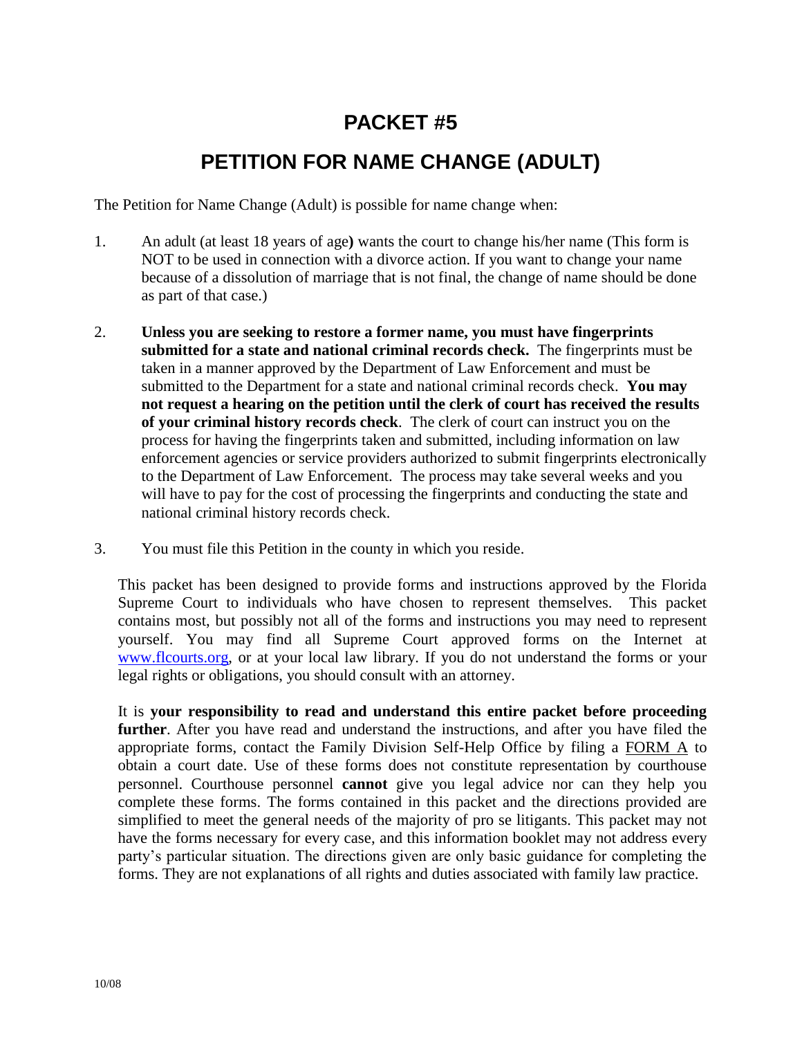# PACKET #5

# PETITION FOR NAME CHANGE (ADULT)

The Petition for Name Change (Adult) is possible for name change when:

1. An adult (at least 18 years of age**)** wants the court to change his/her name (This form is NOT to be used in connection with a divorce action. If you want to change your name because of a dissolution of marriage that is not final, the change of name should be done as part of that case.)

2. **Unless you are seeking to restore a former name, you must have fingerprints submitted for a state and national criminal records check.** The fingerprints must be taken in a manner approved by the Department of Law Enforcement and must be submitted to the Department for a state and national criminal records check. **You may not request a hearing on the petition until the clerk of court has received the results of your criminal history records check**. The clerk of court can instruct you on the process for having the fingerprints taken and submitted, including information on law enforcement agencies or service providers authorized to submit fingerprints electronically to the Department of Law Enforcement. The process may take several weeks and you will have to pay for the cost of processing the fingerprints and conducting the state and national criminal history records check.

3. You must file this Petition in the county in which you reside.

This packet has been designed to provide forms and instructions approved by the Florida Supreme Court to individuals who have chosen to represent themselves. This packet contains most, but possibly not all of the forms and instructions you may need to represent yourself. You may find all Supreme Court approved forms on the Internet at [www.flcourts.org](http://www.flcourts.org), or at your local law library. If you do not understand the forms or your legal rights or obligations, you should consult with an attorney.

It is **your responsibility to read and understand this entire packet before proceeding further**. After you have read and understand the instructions, and after you have filed the appropriate forms, contact the Family Division Self-Help Office by filing a FORM A to obtain a court date. Use of these forms does not constitute representation by courthouse personnel. Courthouse personnel **cannot** give you legal advice nor can they help you complete these forms. The forms contained in this packet and the directions provided are simplified to meet the general needs of the majority of pro se litigants. This packet may not have the forms necessary for every case, and this information booklet may not address every party's particular situation. The directions given are only basic guidance for completing the forms. They are not explanations of all rights and duties associated with family law practice.

10/08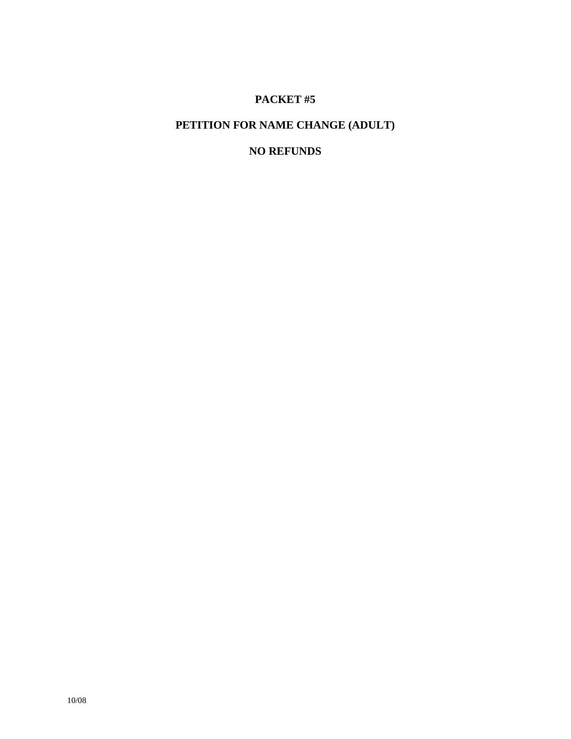# PACKET #5

# PETITION FOR NAME CHANGE (ADULT)

# NO REFUNDS

10/08